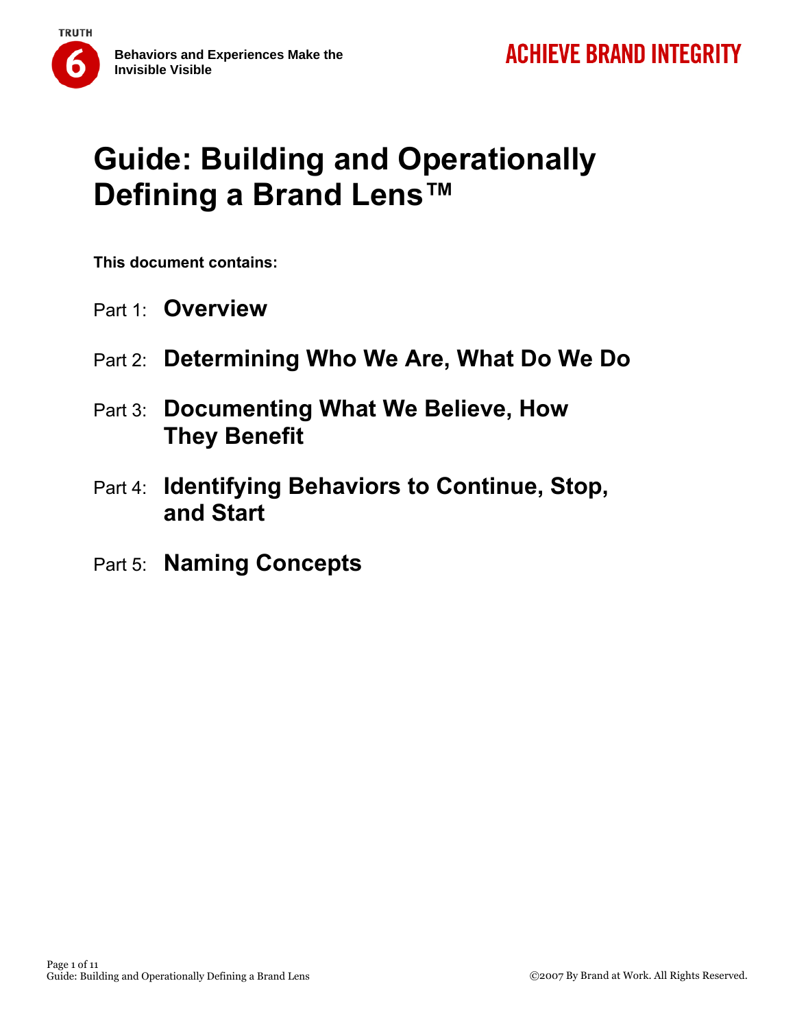# Guide: Building and Operationally Defining a Brand Lens™

**This document contains:**

Part 1: **Overview**

Part 2: **Determining Who We Are, What Do We Do**

Part 3: **Documenting What We Believe, How They Benefit**

Part 4: **Identifying Behaviors to Continue, Stop, and Start**

Part 5: **Naming Concepts**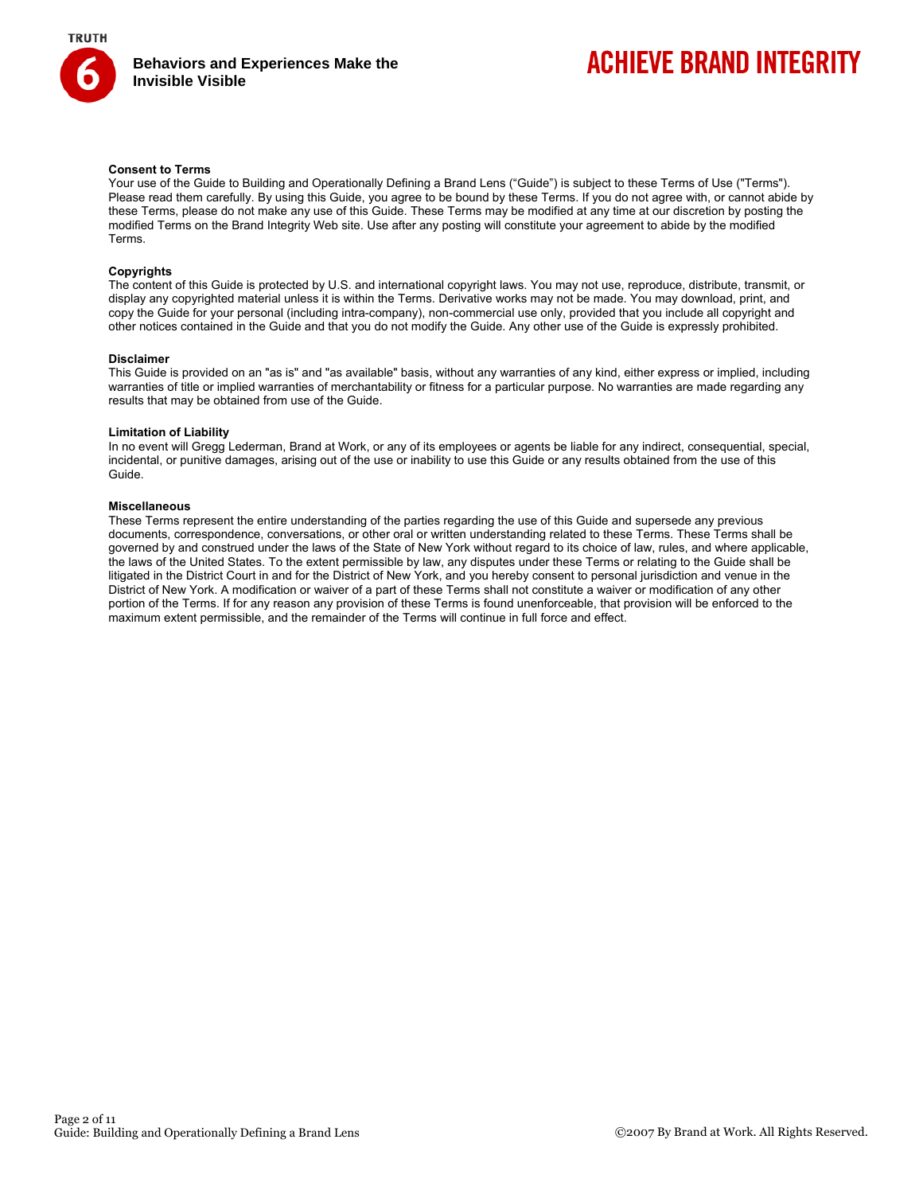**Consent to Terms**

Your use of the Guide to Building and Operationally Defining a Brand Lens (“Guide”) is subject to these Terms of Use ("Terms"). Please read them carefully. By using this Guide, you agree to be bound by these Terms. If you do not agree with, or cannot abide by these Terms, please do not make any use of this Guide. These Terms may be modified at any time at our discretion by posting the modified Terms on the Brand Integrity Web site. Use after any posting will constitute your agreement to abide by the modified Terms.

**Copyrights**

The content of this Guide is protected by U.S. and international copyright laws. You may not use, reproduce, distribute, transmit, or display any copyrighted material unless it is within the Terms. Derivative works may not be made. You may download, print, and copy the Guide for your personal (including intra-company), non-commercial use only, provided that you include all copyright and other notices contained in the Guide and that you do not modify the Guide. Any other use of the Guide is expressly prohibited.

**Disclaimer**

This Guide is provided on an "as is" and "as available" basis, without any warranties of any kind, either express or implied, including warranties of title or implied warranties of merchantability or fitness for a particular purpose. No warranties are made regarding any results that may be obtained from use of the Guide.

**Limitation of Liability**

In no event will Gregg Lederman, Brand at Work, or any of its employees or agents be liable for any indirect, consequential, special, incidental, or punitive damages, arising out of the use or inability to use this Guide or any results obtained from the use of this Guide.

**Miscellaneous**

These Terms represent the entire understanding of the parties regarding the use of this Guide and supersede any previous documents, correspondence, conversations, or other oral or written understanding related to these Terms. These Terms shall be governed by and construed under the laws of the State of New York without regard to its choice of law, rules, and where applicable, the laws of the United States. To the extent permissible by law, any disputes under these Terms or relating to the Guide shall be litigated in the District Court in and for the District of New York, and you hereby consent to personal jurisdiction and venue in the District of New York. A modification or waiver of a part of these Terms shall not constitute a waiver or modification of any other portion of the Terms. If for any reason any provision of these Terms is found unenforceable, that provision will be enforced to the maximum extent permissible, and the remainder of the Terms will continue in full force and effect.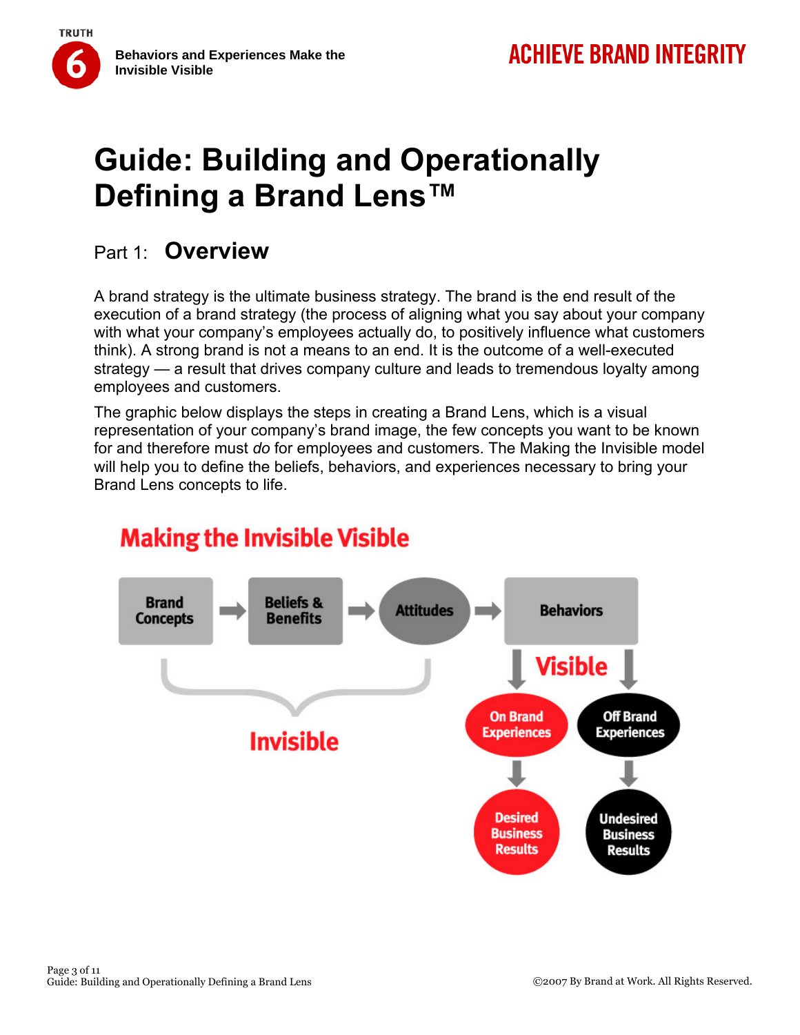# Guide: Building and Operationally Defining a Brand Lens™

## Part 1: Overview

A brand strategy is the ultimate business strategy. The brand is the end result of the execution of a brand strategy (the process of aligning what you say about your company with what your company's employees actually do, to positively influence what customers think). A strong brand is not a means to an end. It is the outcome of a well-executed strategy — a result that drives company culture and leads to tremendous loyalty among employees and customers.

The graphic below displays the steps in creating a Brand Lens, which is a visual representation of your company's brand image, the few concepts you want to be known for and therefore must *do* for employees and customers. The Making the Invisible model will help you to define the beliefs, behaviors, and experiences necessary to bring your Brand Lens concepts to life.

### Making the Invisible Visible

Brand Concepts → Beliefs & Benefits → Attitudes → Behaviors

Invisible: Brand Concepts, Beliefs & Benefits, Attitudes

Visible: Behaviors → On Brand Experiences → Desired Business Results; Behaviors → Off Brand Experiences → Undesired Business Results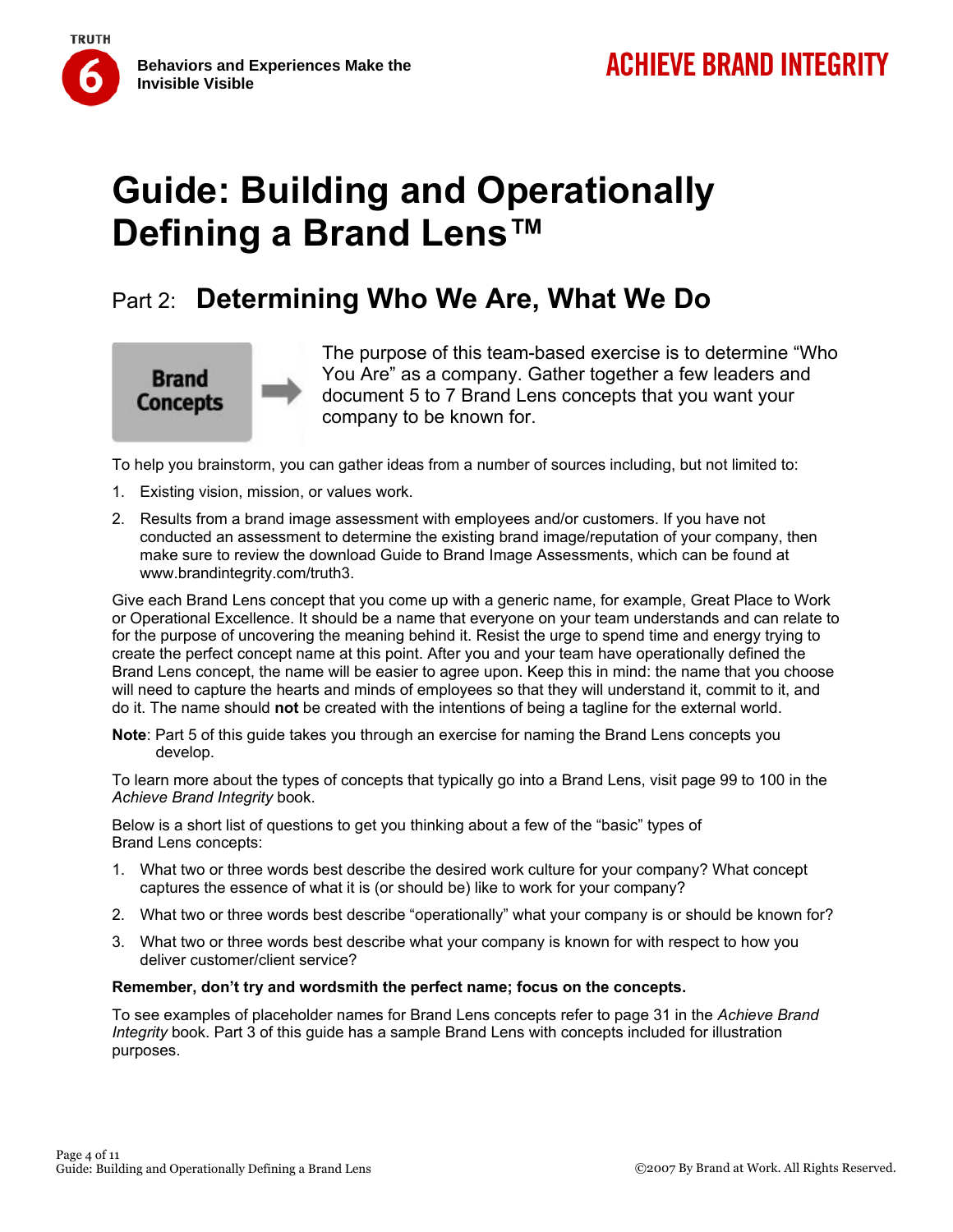# Guide: Building and Operationally Defining a Brand Lens™

## Part 2: Determining Who We Are, What We Do

**Brand Concepts** →

The purpose of this team-based exercise is to determine "Who You Are" as a company. Gather together a few leaders and document 5 to 7 Brand Lens concepts that you want your company to be known for.

To help you brainstorm, you can gather ideas from a number of sources including, but not limited to:

1. Existing vision, mission, or values work.
2. Results from a brand image assessment with employees and/or customers. If you have not conducted an assessment to determine the existing brand image/reputation of your company, then make sure to review the download Guide to Brand Image Assessments, which can be found at www.brandintegrity.com/truth3.

Give each Brand Lens concept that you come up with a generic name, for example, Great Place to Work or Operational Excellence. It should be a name that everyone on your team understands and can relate to for the purpose of uncovering the meaning behind it. Resist the urge to spend time and energy trying to create the perfect concept name at this point. After you and your team have operationally defined the Brand Lens concept, the name will be easier to agree upon. Keep this in mind: the name that you choose will need to capture the hearts and minds of employees so that they will understand it, commit to it, and do it. The name should **not** be created with the intentions of being a tagline for the external world.

**Note**: Part 5 of this guide takes you through an exercise for naming the Brand Lens concepts you develop.

To learn more about the types of concepts that typically go into a Brand Lens, visit page 99 to 100 in the *Achieve Brand Integrity* book.

Below is a short list of questions to get you thinking about a few of the "basic" types of Brand Lens concepts:

1. What two or three words best describe the desired work culture for your company? What concept captures the essence of what it is (or should be) like to work for your company?
2. What two or three words best describe "operationally" what your company is or should be known for?
3. What two or three words best describe what your company is known for with respect to how you deliver customer/client service?

**Remember, don't try and wordsmith the perfect name; focus on the concepts.**

To see examples of placeholder names for Brand Lens concepts refer to page 31 in the *Achieve Brand Integrity* book. Part 3 of this guide has a sample Brand Lens with concepts included for illustration purposes.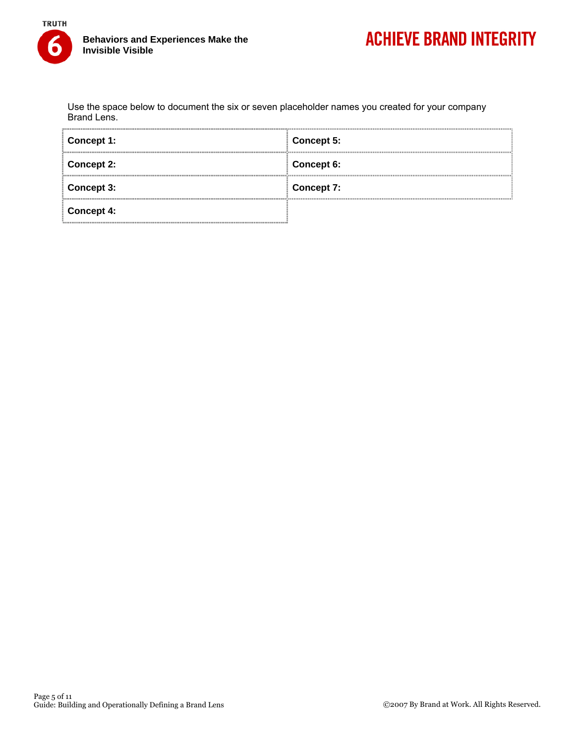Use the space below to document the six or seven placeholder names you created for your company Brand Lens.

| | |
|---|---|
| **Concept 1:** | **Concept 5:** |
| **Concept 2:** | **Concept 6:** |
| **Concept 3:** | **Concept 7:** |
| **Concept 4:** | |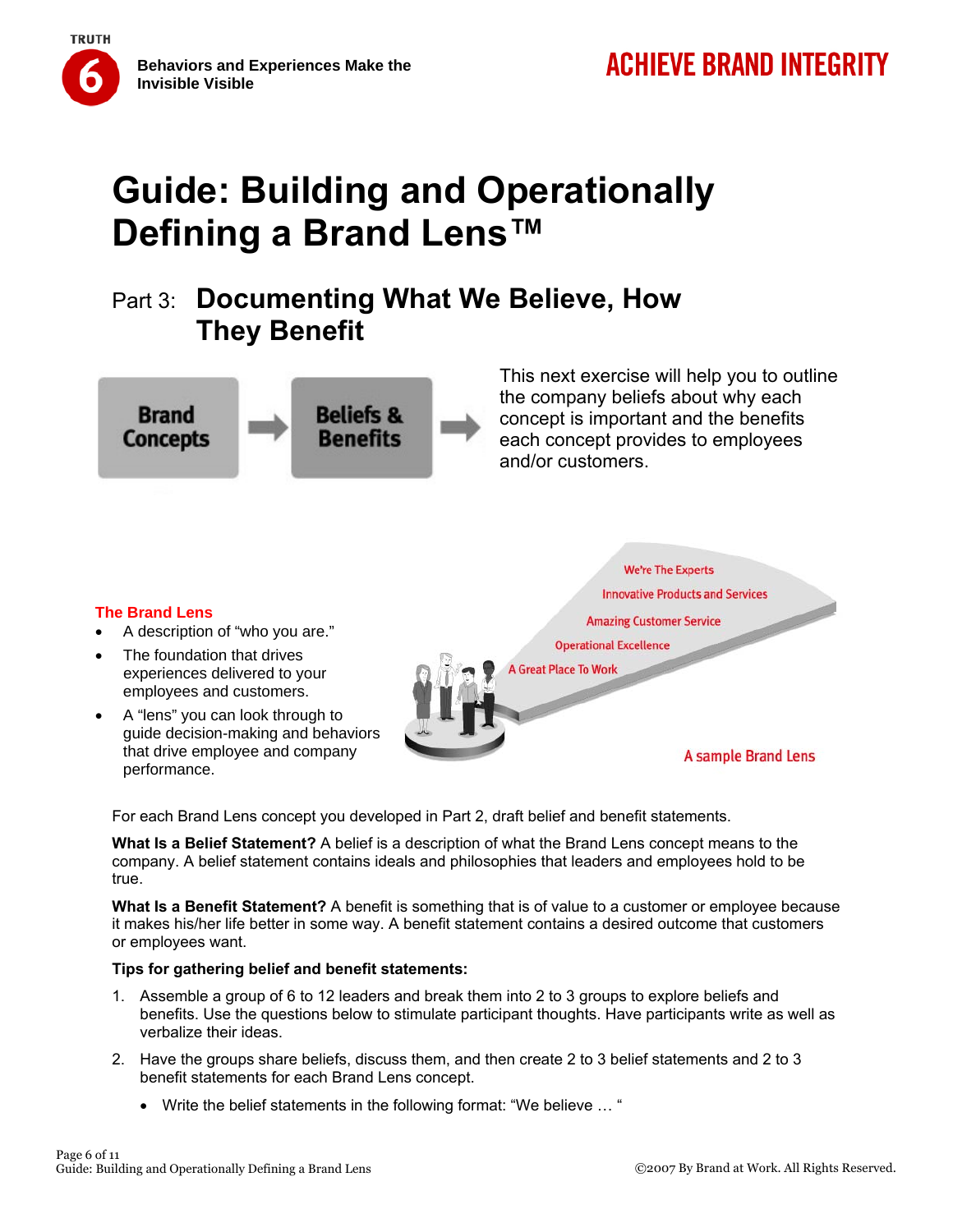TRUTH 6 Behaviors and Experiences Make the Invisible Visible

ACHIEVE BRAND INTEGRITY

# Guide: Building and Operationally Defining a Brand Lens™

## Part 3: Documenting What We Believe, How They Benefit

Brand Concepts → Beliefs & Benefits →

This next exercise will help you to outline the company beliefs about why each concept is important and the benefits each concept provides to employees and/or customers.

**The Brand Lens**

- A description of "who you are."
- The foundation that drives experiences delivered to your employees and customers.
- A "lens" you can look through to guide decision-making and behaviors that drive employee and company performance.

We're The Experts

Innovative Products and Services

Amazing Customer Service

Operational Excellence

A Great Place To Work

A sample Brand Lens

For each Brand Lens concept you developed in Part 2, draft belief and benefit statements.

**What Is a Belief Statement?** A belief is a description of what the Brand Lens concept means to the company. A belief statement contains ideals and philosophies that leaders and employees hold to be true.

**What Is a Benefit Statement?** A benefit is something that is of value to a customer or employee because it makes his/her life better in some way. A benefit statement contains a desired outcome that customers or employees want.

**Tips for gathering belief and benefit statements:**

1. Assemble a group of 6 to 12 leaders and break them into 2 to 3 groups to explore beliefs and benefits. Use the questions below to stimulate participant thoughts. Have participants write as well as verbalize their ideas.
2. Have the groups share beliefs, discuss them, and then create 2 to 3 belief statements and 2 to 3 benefit statements for each Brand Lens concept.
   - Write the belief statements in the following format: "We believe … "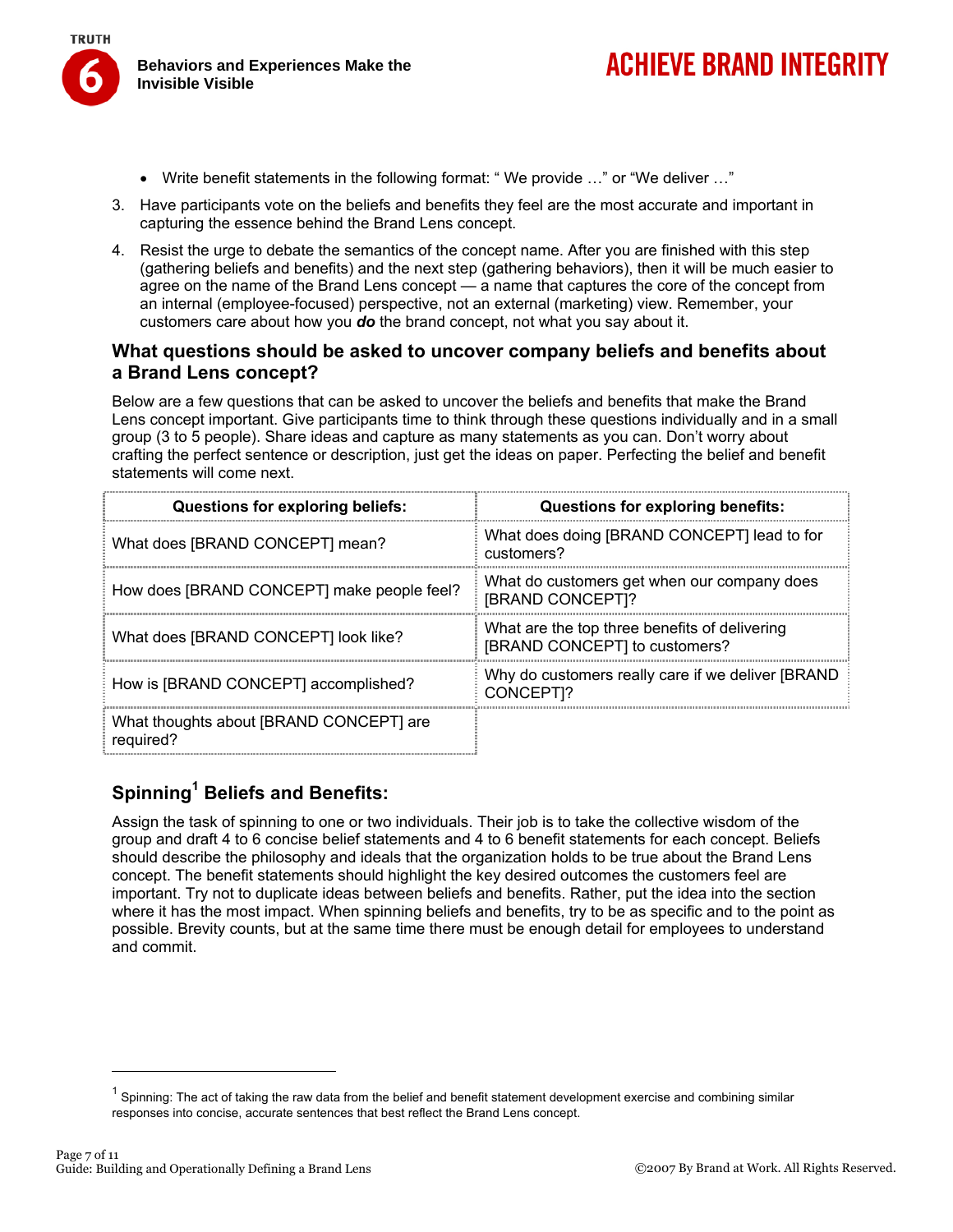- Write benefit statements in the following format: " We provide …" or "We deliver …"

3. Have participants vote on the beliefs and benefits they feel are the most accurate and important in capturing the essence behind the Brand Lens concept.
4. Resist the urge to debate the semantics of the concept name. After you are finished with this step (gathering beliefs and benefits) and the next step (gathering behaviors), then it will be much easier to agree on the name of the Brand Lens concept — a name that captures the core of the concept from an internal (employee-focused) perspective, not an external (marketing) view. Remember, your customers care about how you ***do*** the brand concept, not what you say about it.

## What questions should be asked to uncover company beliefs and benefits about a Brand Lens concept?

Below are a few questions that can be asked to uncover the beliefs and benefits that make the Brand Lens concept important. Give participants time to think through these questions individually and in a small group (3 to 5 people). Share ideas and capture as many statements as you can. Don't worry about crafting the perfect sentence or description, just get the ideas on paper. Perfecting the belief and benefit statements will come next.

| Questions for exploring beliefs: | Questions for exploring benefits: |
|---|---|
| What does [BRAND CONCEPT] mean? | What does doing [BRAND CONCEPT] lead to for customers? |
| How does [BRAND CONCEPT] make people feel? | What do customers get when our company does [BRAND CONCEPT]? |
| What does [BRAND CONCEPT] look like? | What are the top three benefits of delivering [BRAND CONCEPT] to customers? |
| How is [BRAND CONCEPT] accomplished? | Why do customers really care if we deliver [BRAND CONCEPT]? |
| What thoughts about [BRAND CONCEPT] are required? | |

## Spinning[1] Beliefs and Benefits:

Assign the task of spinning to one or two individuals. Their job is to take the collective wisdom of the group and draft 4 to 6 concise belief statements and 4 to 6 benefit statements for each concept. Beliefs should describe the philosophy and ideals that the organization holds to be true about the Brand Lens concept. The benefit statements should highlight the key desired outcomes the customers feel are important. Try not to duplicate ideas between beliefs and benefits. Rather, put the idea into the section where it has the most impact. When spinning beliefs and benefits, try to be as specific and to the point as possible. Brevity counts, but at the same time there must be enough detail for employees to understand and commit.

---

[1] Spinning: The act of taking the raw data from the belief and benefit statement development exercise and combining similar responses into concise, accurate sentences that best reflect the Brand Lens concept.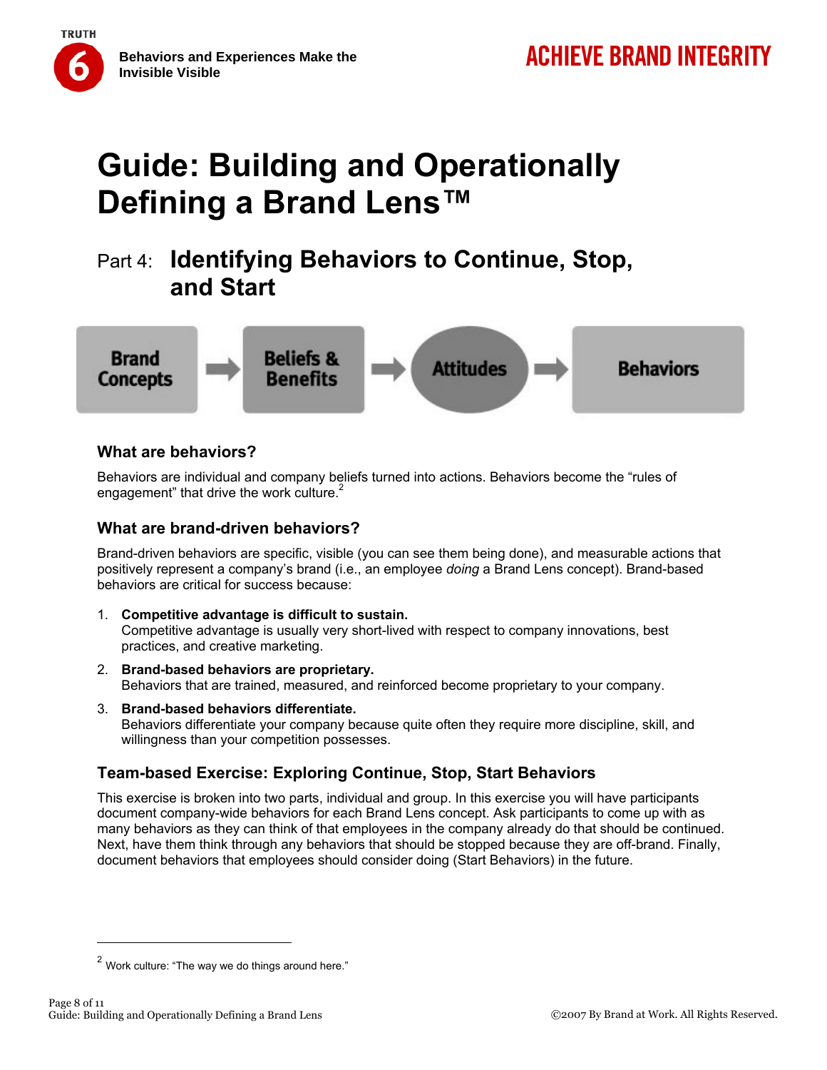# Guide: Building and Operationally Defining a Brand Lens™

## Part 4: Identifying Behaviors to Continue, Stop, and Start

Brand Concepts → Beliefs & Benefits → Attitudes → Behaviors

### What are behaviors?

Behaviors are individual and company beliefs turned into actions. Behaviors become the "rules of engagement" that drive the work culture.[2]

### What are brand-driven behaviors?

Brand-driven behaviors are specific, visible (you can see them being done), and measurable actions that positively represent a company's brand (i.e., an employee *doing* a Brand Lens concept). Brand-based behaviors are critical for success because:

1. **Competitive advantage is difficult to sustain.**
   Competitive advantage is usually very short-lived with respect to company innovations, best practices, and creative marketing.
2. **Brand-based behaviors are proprietary.**
   Behaviors that are trained, measured, and reinforced become proprietary to your company.
3. **Brand-based behaviors differentiate.**
   Behaviors differentiate your company because quite often they require more discipline, skill, and willingness than your competition possesses.

### Team-based Exercise: Exploring Continue, Stop, Start Behaviors

This exercise is broken into two parts, individual and group. In this exercise you will have participants document company-wide behaviors for each Brand Lens concept. Ask participants to come up with as many behaviors as they can think of that employees in the company already do that should be continued. Next, have them think through any behaviors that should be stopped because they are off-brand. Finally, document behaviors that employees should consider doing (Start Behaviors) in the future.

---

[2] Work culture: "The way we do things around here."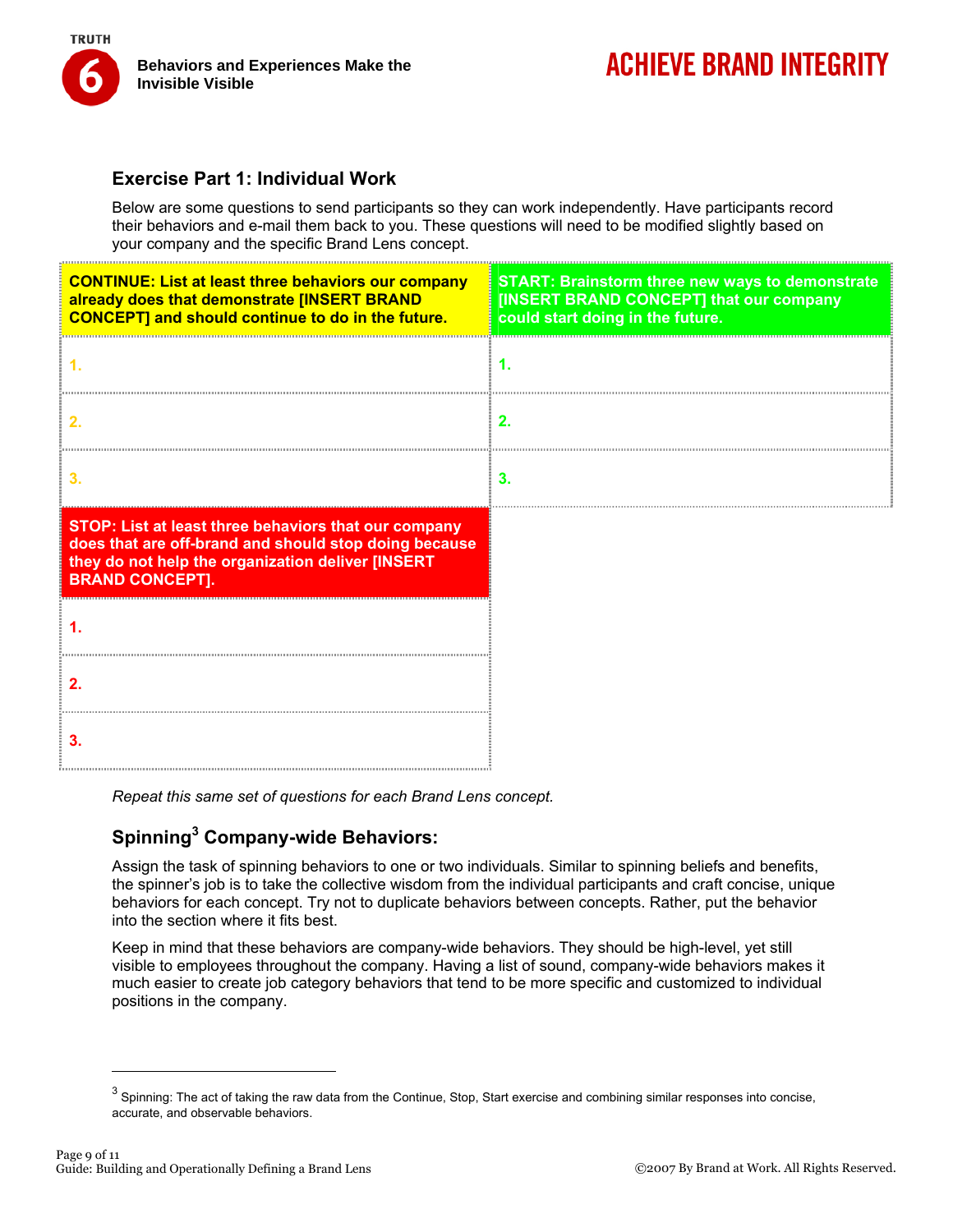## Exercise Part 1: Individual Work

Below are some questions to send participants so they can work independently. Have participants record their behaviors and e-mail them back to you. These questions will need to be modified slightly based on your company and the specific Brand Lens concept.

| CONTINUE: List at least three behaviors our company already does that demonstrate [INSERT BRAND CONCEPT] and should continue to do in the future. | START: Brainstorm three new ways to demonstrate [INSERT BRAND CONCEPT] that our company could start doing in the future. |
|---|---|
| 1. | 1. |
| 2. | 2. |
| 3. | 3. |

| STOP: List at least three behaviors that our company does that are off-brand and should stop doing because they do not help the organization deliver [INSERT BRAND CONCEPT]. |
|---|
| 1. |
| 2. |
| 3. |

*Repeat this same set of questions for each Brand Lens concept.*

### Spinning[3] Company-wide Behaviors:

Assign the task of spinning behaviors to one or two individuals. Similar to spinning beliefs and benefits, the spinner's job is to take the collective wisdom from the individual participants and craft concise, unique behaviors for each concept. Try not to duplicate behaviors between concepts. Rather, put the behavior into the section where it fits best.

Keep in mind that these behaviors are company-wide behaviors. They should be high-level, yet still visible to employees throughout the company. Having a list of sound, company-wide behaviors makes it much easier to create job category behaviors that tend to be more specific and customized to individual positions in the company.

---

[3] Spinning: The act of taking the raw data from the Continue, Stop, Start exercise and combining similar responses into concise, accurate, and observable behaviors.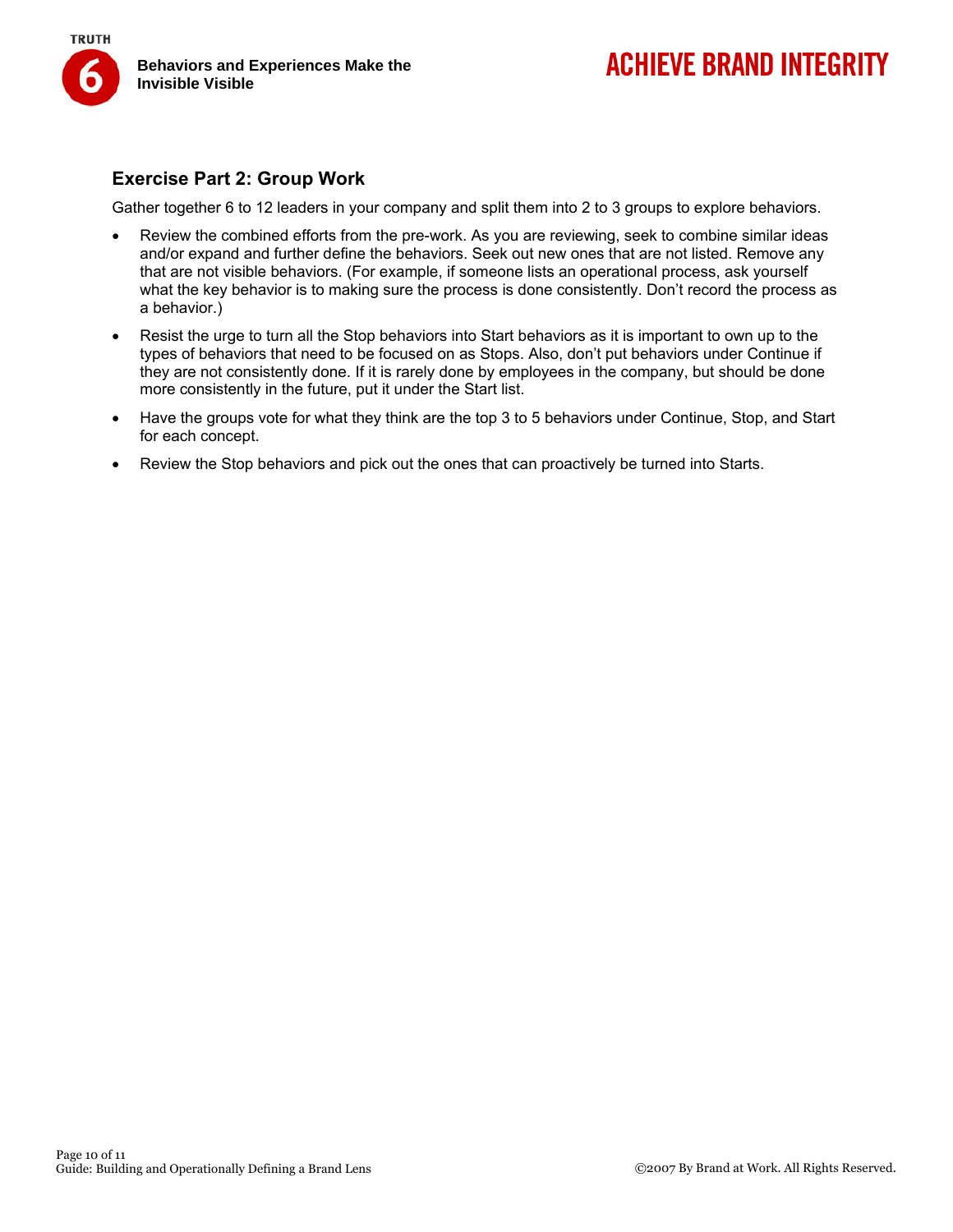## Exercise Part 2: Group Work

Gather together 6 to 12 leaders in your company and split them into 2 to 3 groups to explore behaviors.

- Review the combined efforts from the pre-work. As you are reviewing, seek to combine similar ideas and/or expand and further define the behaviors. Seek out new ones that are not listed. Remove any that are not visible behaviors. (For example, if someone lists an operational process, ask yourself what the key behavior is to making sure the process is done consistently. Don't record the process as a behavior.)
- Resist the urge to turn all the Stop behaviors into Start behaviors as it is important to own up to the types of behaviors that need to be focused on as Stops. Also, don't put behaviors under Continue if they are not consistently done. If it is rarely done by employees in the company, but should be done more consistently in the future, put it under the Start list.
- Have the groups vote for what they think are the top 3 to 5 behaviors under Continue, Stop, and Start for each concept.
- Review the Stop behaviors and pick out the ones that can proactively be turned into Starts.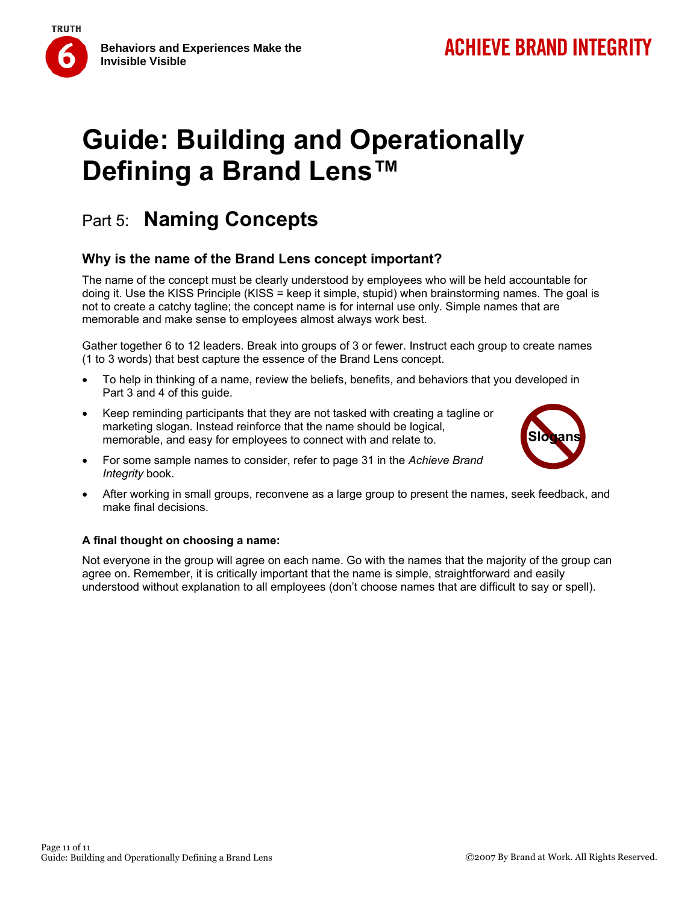# Guide: Building and Operationally Defining a Brand Lens™

## Part 5: Naming Concepts

### Why is the name of the Brand Lens concept important?

The name of the concept must be clearly understood by employees who will be held accountable for doing it. Use the KISS Principle (KISS = keep it simple, stupid) when brainstorming names. The goal is not to create a catchy tagline; the concept name is for internal use only. Simple names that are memorable and make sense to employees almost always work best.

Gather together 6 to 12 leaders. Break into groups of 3 or fewer. Instruct each group to create names (1 to 3 words) that best capture the essence of the Brand Lens concept.

- To help in thinking of a name, review the beliefs, benefits, and behaviors that you developed in Part 3 and 4 of this guide.
- Keep reminding participants that they are not tasked with creating a tagline or marketing slogan. Instead reinforce that the name should be logical, memorable, and easy for employees to connect with and relate to.
- For some sample names to consider, refer to page 31 in the *Achieve Brand Integrity* book.
- After working in small groups, reconvene as a large group to present the names, seek feedback, and make final decisions.

Slogans

**A final thought on choosing a name:**

Not everyone in the group will agree on each name. Go with the names that the majority of the group can agree on. Remember, it is critically important that the name is simple, straightforward and easily understood without explanation to all employees (don't choose names that are difficult to say or spell).